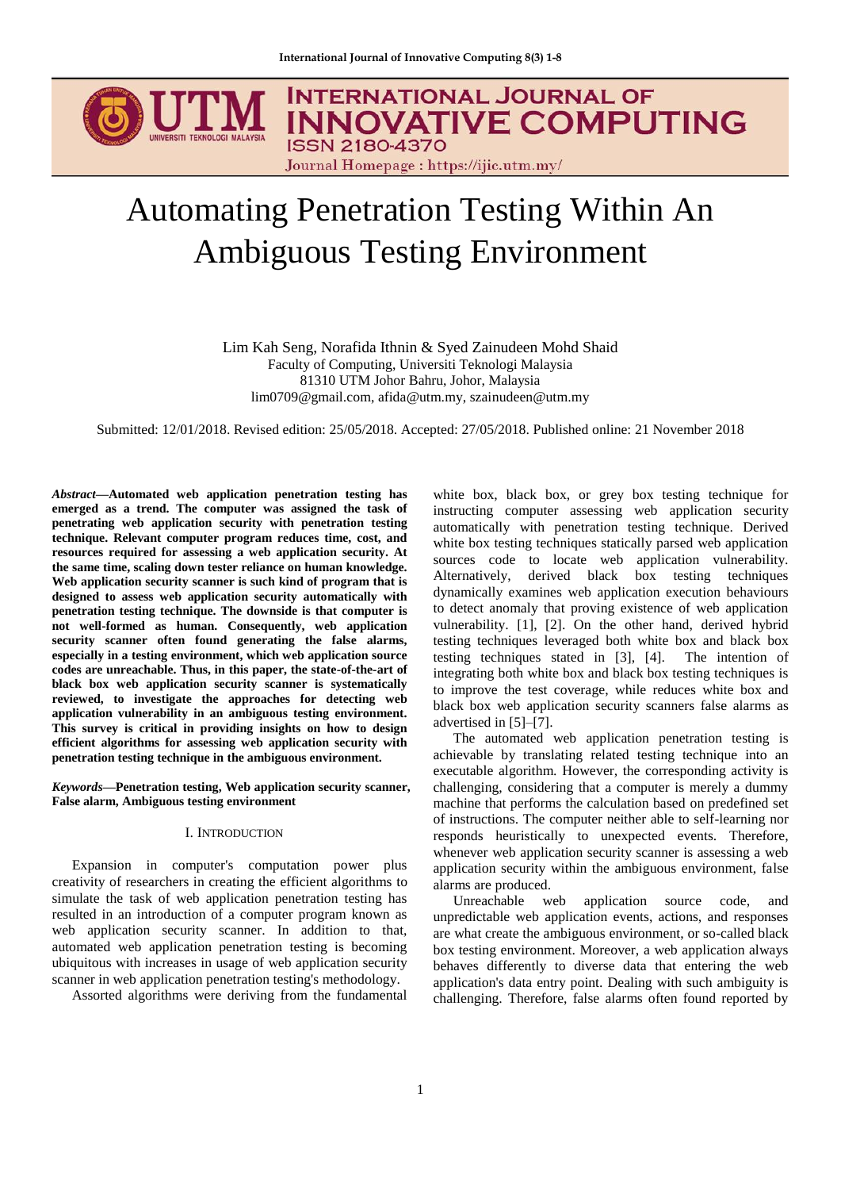# Automating Penetration Testing Within An Ambiguous Testing Environment

Lim Kah Seng, Norafida Ithnin & Syed Zainudeen Mohd Shaid
Faculty of Computing, Universiti Teknologi Malaysia
81310 UTM Johor Bahru, Johor, Malaysia
lim0709@gmail.com, afida@utm.my, szainudeen@utm.my

Submitted: 12/01/2018. Revised edition: 25/05/2018. Accepted: 27/05/2018. Published online: 21 November 2018

***Abstract*—Automated web application penetration testing has emerged as a trend. The computer was assigned the task of penetrating web application security with penetration testing technique. Relevant computer program reduces time, cost, and resources required for assessing a web application security. At the same time, scaling down tester reliance on human knowledge. Web application security scanner is such kind of program that is designed to assess web application security automatically with penetration testing technique. The downside is that computer is not well-formed as human. Consequently, web application security scanner often found generating the false alarms, especially in a testing environment, which web application source codes are unreachable. Thus, in this paper, the state-of-the-art of black box web application security scanner is systematically reviewed, to investigate the approaches for detecting web application vulnerability in an ambiguous testing environment. This survey is critical in providing insights on how to design efficient algorithms for assessing web application security with penetration testing technique in the ambiguous environment.**

***Keywords*—Penetration testing, Web application security scanner, False alarm, Ambiguous testing environment**

## I. Introduction

Expansion in computer's computation power plus creativity of researchers in creating the efficient algorithms to simulate the task of web application penetration testing has resulted in an introduction of a computer program known as web application security scanner. In addition to that, automated web application penetration testing is becoming ubiquitous with increases in usage of web application security scanner in web application penetration testing's methodology.

Assorted algorithms were deriving from the fundamental white box, black box, or grey box testing technique for instructing computer assessing web application security automatically with penetration testing technique. Derived white box testing techniques statically parsed web application sources code to locate web application vulnerability. Alternatively, derived black box testing techniques dynamically examines web application execution behaviours to detect anomaly that proving existence of web application vulnerability. [1], [2]. On the other hand, derived hybrid testing techniques leveraged both white box and black box testing techniques stated in [3], [4]. The intention of integrating both white box and black box testing techniques is to improve the test coverage, while reduces white box and black box web application security scanners false alarms as advertised in [5]–[7].

The automated web application penetration testing is achievable by translating related testing technique into an executable algorithm. However, the corresponding activity is challenging, considering that a computer is merely a dummy machine that performs the calculation based on predefined set of instructions. The computer neither able to self-learning nor responds heuristically to unexpected events. Therefore, whenever web application security scanner is assessing a web application security within the ambiguous environment, false alarms are produced.

Unreachable web application source code, and unpredictable web application events, actions, and responses are what create the ambiguous environment, or so-called black box testing environment. Moreover, a web application always behaves differently to diverse data that entering the web application's data entry point. Dealing with such ambiguity is challenging. Therefore, false alarms often found reported by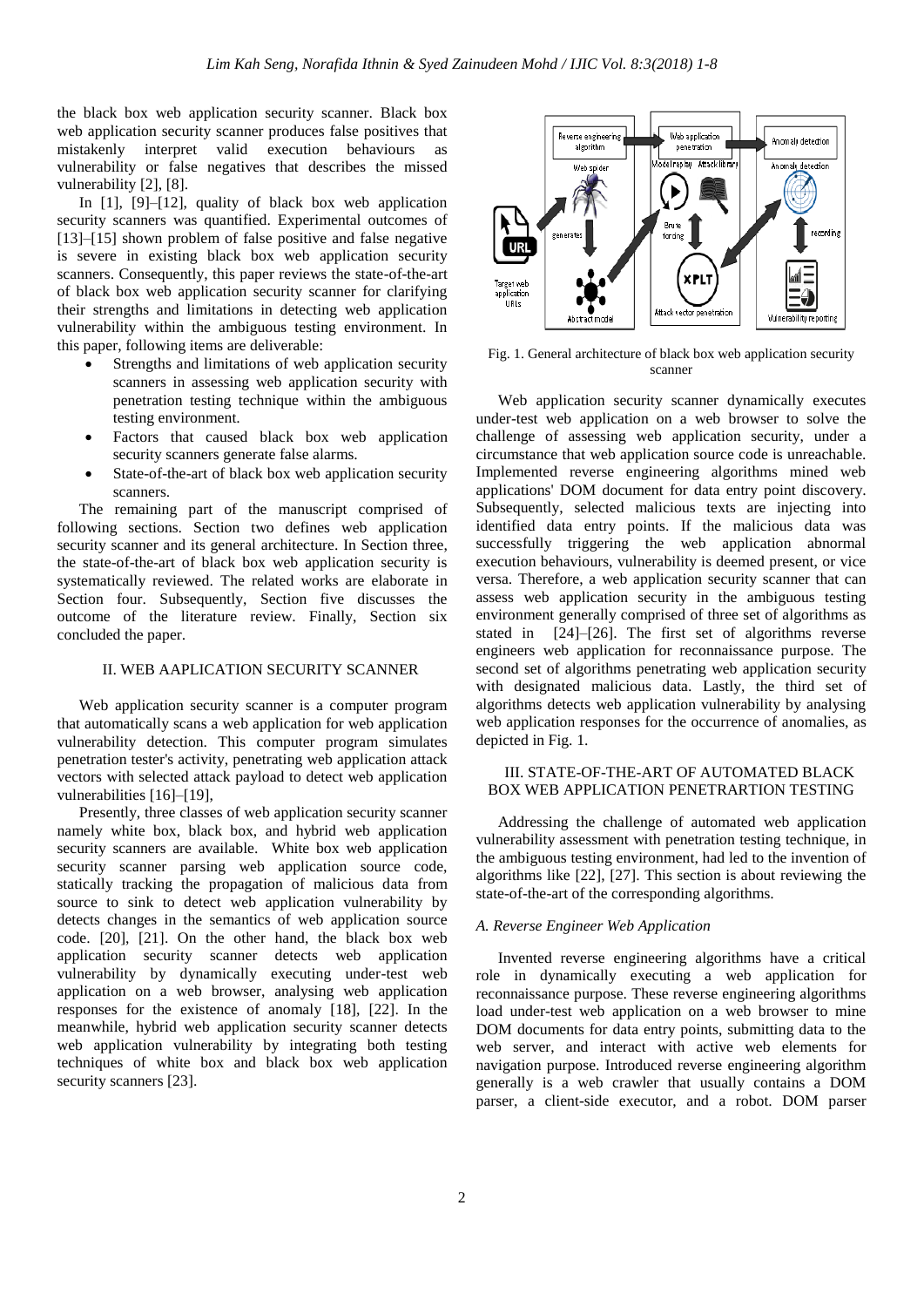the black box web application security scanner. Black box web application security scanner produces false positives that mistakenly interpret valid execution behaviours as vulnerability or false negatives that describes the missed vulnerability [2], [8].

In [1], [9]–[12], quality of black box web application security scanners was quantified. Experimental outcomes of [13]–[15] shown problem of false positive and false negative is severe in existing black box web application security scanners. Consequently, this paper reviews the state-of-the-art of black box web application security scanner for clarifying their strengths and limitations in detecting web application vulnerability within the ambiguous testing environment. In this paper, following items are deliverable:

- Strengths and limitations of web application security scanners in assessing web application security with penetration testing technique within the ambiguous testing environment.
- Factors that caused black box web application security scanners generate false alarms.
- State-of-the-art of black box web application security scanners.

The remaining part of the manuscript comprised of following sections. Section two defines web application security scanner and its general architecture. In Section three, the state-of-the-art of black box web application security is systematically reviewed. The related works are elaborate in Section four. Subsequently, Section five discusses the outcome of the literature review. Finally, Section six concluded the paper.

## II. WEB AAPLICATION SECURITY SCANNER

Web application security scanner is a computer program that automatically scans a web application for web application vulnerability detection. This computer program simulates penetration tester's activity, penetrating web application attack vectors with selected attack payload to detect web application vulnerabilities [16]–[19],

Presently, three classes of web application security scanner namely white box, black box, and hybrid web application security scanners are available. White box web application security scanner parsing web application source code, statically tracking the propagation of malicious data from source to sink to detect web application vulnerability by detects changes in the semantics of web application source code. [20], [21]. On the other hand, the black box web application security scanner detects web application vulnerability by dynamically executing under-test web application on a web browser, analysing web application responses for the existence of anomaly [18], [22]. In the meanwhile, hybrid web application security scanner detects web application vulnerability by integrating both testing techniques of white box and black box web application security scanners [23].

Fig. 1. General architecture of black box web application security scanner

Web application security scanner dynamically executes under-test web application on a web browser to solve the challenge of assessing web application security, under a circumstance that web application source code is unreachable. Implemented reverse engineering algorithms mined web applications' DOM document for data entry point discovery. Subsequently, selected malicious texts are injecting into identified data entry points. If the malicious data was successfully triggering the web application abnormal execution behaviours, vulnerability is deemed present, or vice versa. Therefore, a web application security scanner that can assess web application security in the ambiguous testing environment generally comprised of three set of algorithms as stated in [24]–[26]. The first set of algorithms reverse engineers web application for reconnaissance purpose. The second set of algorithms penetrating web application security with designated malicious data. Lastly, the third set of algorithms detects web application vulnerability by analysing web application responses for the occurrence of anomalies, as depicted in Fig. 1.

## III. STATE-OF-THE-ART OF AUTOMATED BLACK BOX WEB APPLICATION PENETRARTION TESTING

Addressing the challenge of automated web application vulnerability assessment with penetration testing technique, in the ambiguous testing environment, had led to the invention of algorithms like [22], [27]. This section is about reviewing the state-of-the-art of the corresponding algorithms.

### *A. Reverse Engineer Web Application*

Invented reverse engineering algorithms have a critical role in dynamically executing a web application for reconnaissance purpose. These reverse engineering algorithms load under-test web application on a web browser to mine DOM documents for data entry points, submitting data to the web server, and interact with active web elements for navigation purpose. Introduced reverse engineering algorithm generally is a web crawler that usually contains a DOM parser, a client-side executor, and a robot. DOM parser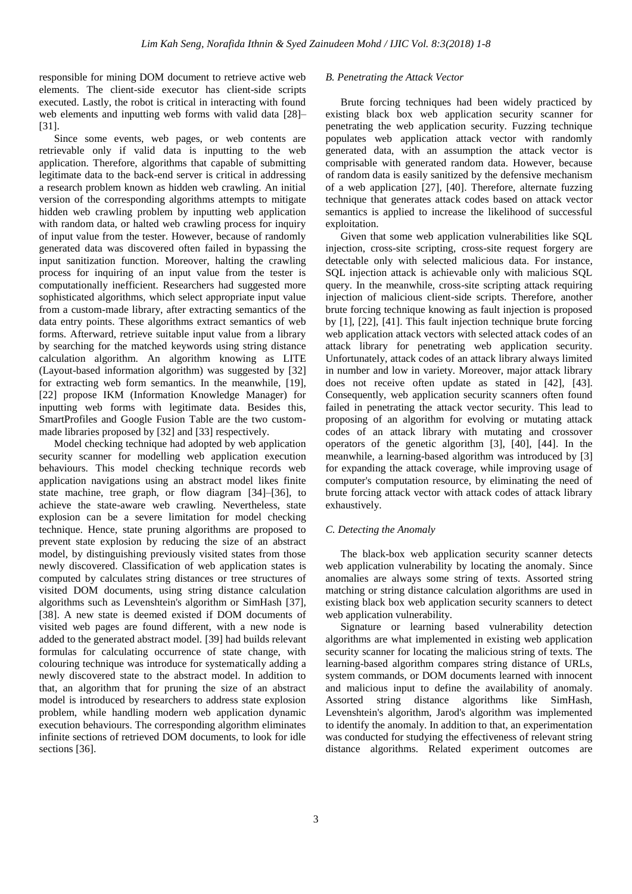responsible for mining DOM document to retrieve active web elements. The client-side executor has client-side scripts executed. Lastly, the robot is critical in interacting with found web elements and inputting web forms with valid data [28]–[31].

Since some events, web pages, or web contents are retrievable only if valid data is inputting to the web application. Therefore, algorithms that capable of submitting legitimate data to the back-end server is critical in addressing a research problem known as hidden web crawling. An initial version of the corresponding algorithms attempts to mitigate hidden web crawling problem by inputting web application with random data, or halted web crawling process for inquiry of input value from the tester. However, because of randomly generated data was discovered often failed in bypassing the input sanitization function. Moreover, halting the crawling process for inquiring of an input value from the tester is computationally inefficient. Researchers had suggested more sophisticated algorithms, which select appropriate input value from a custom-made library, after extracting semantics of the data entry points. These algorithms extract semantics of web forms. Afterward, retrieve suitable input value from a library by searching for the matched keywords using string distance calculation algorithm. An algorithm knowing as LITE (Layout-based information algorithm) was suggested by [32] for extracting web form semantics. In the meanwhile, [19], [22] propose IKM (Information Knowledge Manager) for inputting web forms with legitimate data. Besides this, SmartProfiles and Google Fusion Table are the two custom-made libraries proposed by [32] and [33] respectively.

Model checking technique had adopted by web application security scanner for modelling web application execution behaviours. This model checking technique records web application navigations using an abstract model likes finite state machine, tree graph, or flow diagram [34]–[36], to achieve the state-aware web crawling. Nevertheless, state explosion can be a severe limitation for model checking technique. Hence, state pruning algorithms are proposed to prevent state explosion by reducing the size of an abstract model, by distinguishing previously visited states from those newly discovered. Classification of web application states is computed by calculates string distances or tree structures of visited DOM documents, using string distance calculation algorithms such as Levenshtein's algorithm or SimHash [37], [38]. A new state is deemed existed if DOM documents of visited web pages are found different, with a new node is added to the generated abstract model. [39] had builds relevant formulas for calculating occurrence of state change, with colouring technique was introduce for systematically adding a newly discovered state to the abstract model. In addition to that, an algorithm that for pruning the size of an abstract model is introduced by researchers to address state explosion problem, while handling modern web application dynamic execution behaviours. The corresponding algorithm eliminates infinite sections of retrieved DOM documents, to look for idle sections [36].

### *B. Penetrating the Attack Vector*

Brute forcing techniques had been widely practiced by existing black box web application security scanner for penetrating the web application security. Fuzzing technique populates web application attack vector with randomly generated data, with an assumption the attack vector is comprisable with generated random data. However, because of random data is easily sanitized by the defensive mechanism of a web application [27], [40]. Therefore, alternate fuzzing technique that generates attack codes based on attack vector semantics is applied to increase the likelihood of successful exploitation.

Given that some web application vulnerabilities like SQL injection, cross-site scripting, cross-site request forgery are detectable only with selected malicious data. For instance, SQL injection attack is achievable only with malicious SQL query. In the meanwhile, cross-site scripting attack requiring injection of malicious client-side scripts. Therefore, another brute forcing technique knowing as fault injection is proposed by [1], [22], [41]. This fault injection technique brute forcing web application attack vectors with selected attack codes of an attack library for penetrating web application security. Unfortunately, attack codes of an attack library always limited in number and low in variety. Moreover, major attack library does not receive often update as stated in [42], [43]. Consequently, web application security scanners often found failed in penetrating the attack vector security. This lead to proposing of an algorithm for evolving or mutating attack codes of an attack library with mutating and crossover operators of the genetic algorithm [3], [40], [44]. In the meanwhile, a learning-based algorithm was introduced by [3] for expanding the attack coverage, while improving usage of computer's computation resource, by eliminating the need of brute forcing attack vector with attack codes of attack library exhaustively.

### *C. Detecting the Anomaly*

The black-box web application security scanner detects web application vulnerability by locating the anomaly. Since anomalies are always some string of texts. Assorted string matching or string distance calculation algorithms are used in existing black box web application security scanners to detect web application vulnerability.

Signature or learning based vulnerability detection algorithms are what implemented in existing web application security scanner for locating the malicious string of texts. The learning-based algorithm compares string distance of URLs, system commands, or DOM documents learned with innocent and malicious input to define the availability of anomaly. Assorted string distance algorithms like SimHash, Levenshtein's algorithm, Jarod's algorithm was implemented to identify the anomaly. In addition to that, an experimentation was conducted for studying the effectiveness of relevant string distance algorithms. Related experiment outcomes are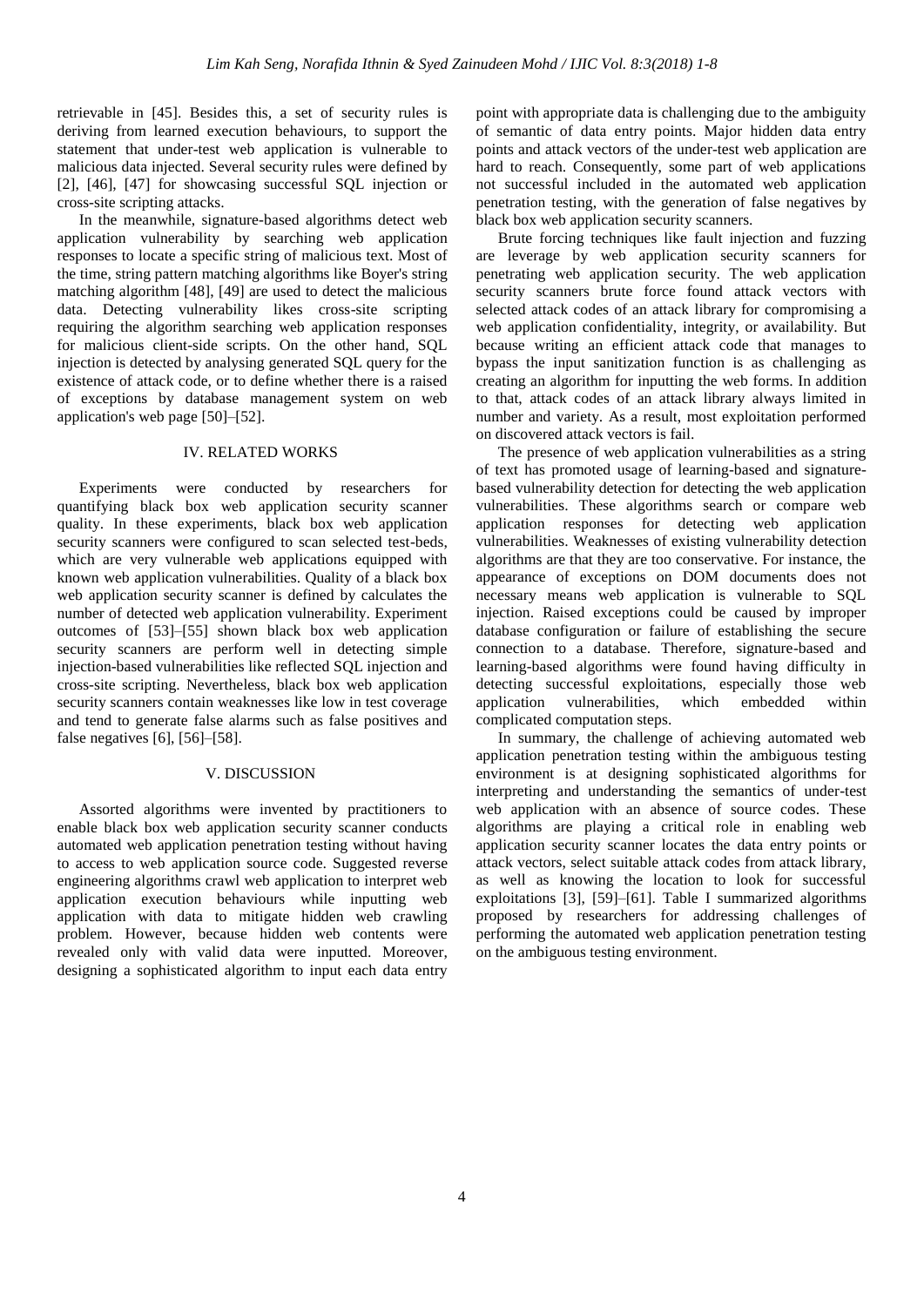retrievable in [45]. Besides this, a set of security rules is deriving from learned execution behaviours, to support the statement that under-test web application is vulnerable to malicious data injected. Several security rules were defined by [2], [46], [47] for showcasing successful SQL injection or cross-site scripting attacks.

In the meanwhile, signature-based algorithms detect web application vulnerability by searching web application responses to locate a specific string of malicious text. Most of the time, string pattern matching algorithms like Boyer's string matching algorithm [48], [49] are used to detect the malicious data. Detecting vulnerability likes cross-site scripting requiring the algorithm searching web application responses for malicious client-side scripts. On the other hand, SQL injection is detected by analysing generated SQL query for the existence of attack code, or to define whether there is a raised of exceptions by database management system on web application's web page [50]–[52].

## IV. RELATED WORKS

Experiments were conducted by researchers for quantifying black box web application security scanner quality. In these experiments, black box web application security scanners were configured to scan selected test-beds, which are very vulnerable web applications equipped with known web application vulnerabilities. Quality of a black box web application security scanner is defined by calculates the number of detected web application vulnerability. Experiment outcomes of [53]–[55] shown black box web application security scanners are perform well in detecting simple injection-based vulnerabilities like reflected SQL injection and cross-site scripting. Nevertheless, black box web application security scanners contain weaknesses like low in test coverage and tend to generate false alarms such as false positives and false negatives [6], [56]–[58].

## V. DISCUSSION

Assorted algorithms were invented by practitioners to enable black box web application security scanner conducts automated web application penetration testing without having to access to web application source code. Suggested reverse engineering algorithms crawl web application to interpret web application execution behaviours while inputting web application with data to mitigate hidden web crawling problem. However, because hidden web contents were revealed only with valid data were inputted. Moreover, designing a sophisticated algorithm to input each data entry point with appropriate data is challenging due to the ambiguity of semantic of data entry points. Major hidden data entry points and attack vectors of the under-test web application are hard to reach. Consequently, some part of web applications not successful included in the automated web application penetration testing, with the generation of false negatives by black box web application security scanners.

Brute forcing techniques like fault injection and fuzzing are leverage by web application security scanners for penetrating web application security. The web application security scanners brute force found attack vectors with selected attack codes of an attack library for compromising a web application confidentiality, integrity, or availability. But because writing an efficient attack code that manages to bypass the input sanitization function is as challenging as creating an algorithm for inputting the web forms. In addition to that, attack codes of an attack library always limited in number and variety. As a result, most exploitation performed on discovered attack vectors is fail.

The presence of web application vulnerabilities as a string of text has promoted usage of learning-based and signature-based vulnerability detection for detecting the web application vulnerabilities. These algorithms search or compare web application responses for detecting web application vulnerabilities. Weaknesses of existing vulnerability detection algorithms are that they are too conservative. For instance, the appearance of exceptions on DOM documents does not necessary means web application is vulnerable to SQL injection. Raised exceptions could be caused by improper database configuration or failure of establishing the secure connection to a database. Therefore, signature-based and learning-based algorithms were found having difficulty in detecting successful exploitations, especially those web application vulnerabilities, which embedded within complicated computation steps.

In summary, the challenge of achieving automated web application penetration testing within the ambiguous testing environment is at designing sophisticated algorithms for interpreting and understanding the semantics of under-test web application with an absence of source codes. These algorithms are playing a critical role in enabling web application security scanner locates the data entry points or attack vectors, select suitable attack codes from attack library, as well as knowing the location to look for successful exploitations [3], [59]–[61]. Table I summarized algorithms proposed by researchers for addressing challenges of performing the automated web application penetration testing on the ambiguous testing environment.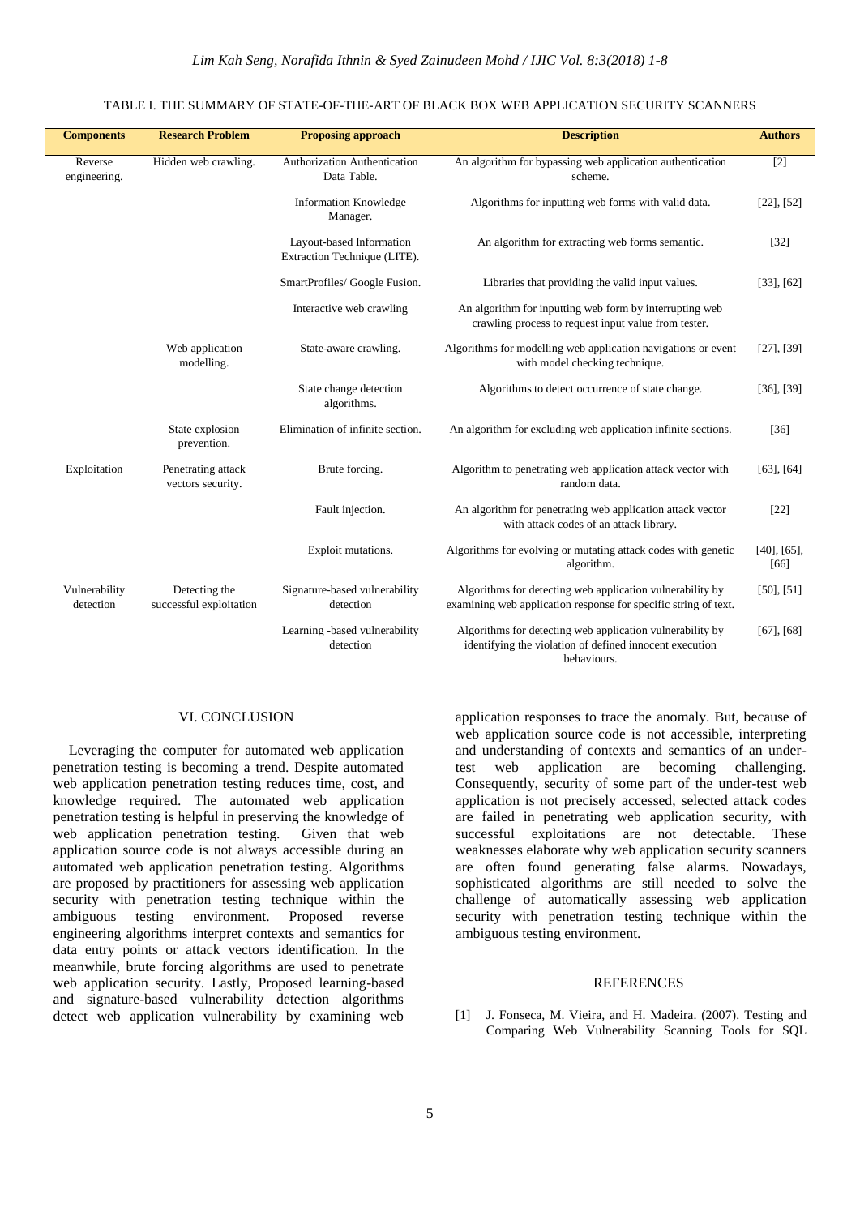TABLE I. THE SUMMARY OF STATE-OF-THE-ART OF BLACK BOX WEB APPLICATION SECURITY SCANNERS

| Components | Research Problem | Proposing approach | Description | Authors |
|---|---|---|---|---|
| Reverse engineering. | Hidden web crawling. | Authorization Authentication Data Table. | An algorithm for bypassing web application authentication scheme. | [2] |
| | | Information Knowledge Manager. | Algorithms for inputting web forms with valid data. | [22], [52] |
| | | Layout-based Information Extraction Technique (LITE). | An algorithm for extracting web forms semantic. | [32] |
| | | SmartProfiles/ Google Fusion. | Libraries that providing the valid input values. | [33], [62] |
| | | Interactive web crawling | An algorithm for inputting web form by interrupting web crawling process to request input value from tester. | |
| | Web application modelling. | State-aware crawling. | Algorithms for modelling web application navigations or event with model checking technique. | [27], [39] |
| | | State change detection algorithms. | Algorithms to detect occurrence of state change. | [36], [39] |
| | State explosion prevention. | Elimination of infinite section. | An algorithm for excluding web application infinite sections. | [36] |
| Exploitation | Penetrating attack vectors security. | Brute forcing. | Algorithm to penetrating web application attack vector with random data. | [63], [64] |
| | | Fault injection. | An algorithm for penetrating web application attack vector with attack codes of an attack library. | [22] |
| | | Exploit mutations. | Algorithms for evolving or mutating attack codes with genetic algorithm. | [40], [65], [66] |
| Vulnerability detection | Detecting the successful exploitation | Signature-based vulnerability detection | Algorithms for detecting web application vulnerability by examining web application response for specific string of text. | [50], [51] |
| | | Learning -based vulnerability detection | Algorithms for detecting web application vulnerability by identifying the violation of defined innocent execution behaviours. | [67], [68] |

## VI. CONCLUSION

Leveraging the computer for automated web application penetration testing is becoming a trend. Despite automated web application penetration testing reduces time, cost, and knowledge required. The automated web application penetration testing is helpful in preserving the knowledge of web application penetration testing. Given that web application source code is not always accessible during an automated web application penetration testing. Algorithms are proposed by practitioners for assessing web application security with penetration testing technique within the ambiguous testing environment. Proposed reverse engineering algorithms interpret contexts and semantics for data entry points or attack vectors identification. In the meanwhile, brute forcing algorithms are used to penetrate web application security. Lastly, Proposed learning-based and signature-based vulnerability detection algorithms detect web application vulnerability by examining web application responses to trace the anomaly. But, because of web application source code is not accessible, interpreting and understanding of contexts and semantics of an under-test web application are becoming challenging. Consequently, security of some part of the under-test web application is not precisely accessed, selected attack codes are failed in penetrating web application security, with successful exploitations are not detectable. These weaknesses elaborate why web application security scanners are often found generating false alarms. Nowadays, sophisticated algorithms are still needed to solve the challenge of automatically assessing web application security with penetration testing technique within the ambiguous testing environment.

## REFERENCES

[1] J. Fonseca, M. Vieira, and H. Madeira. (2007). Testing and Comparing Web Vulnerability Scanning Tools for SQL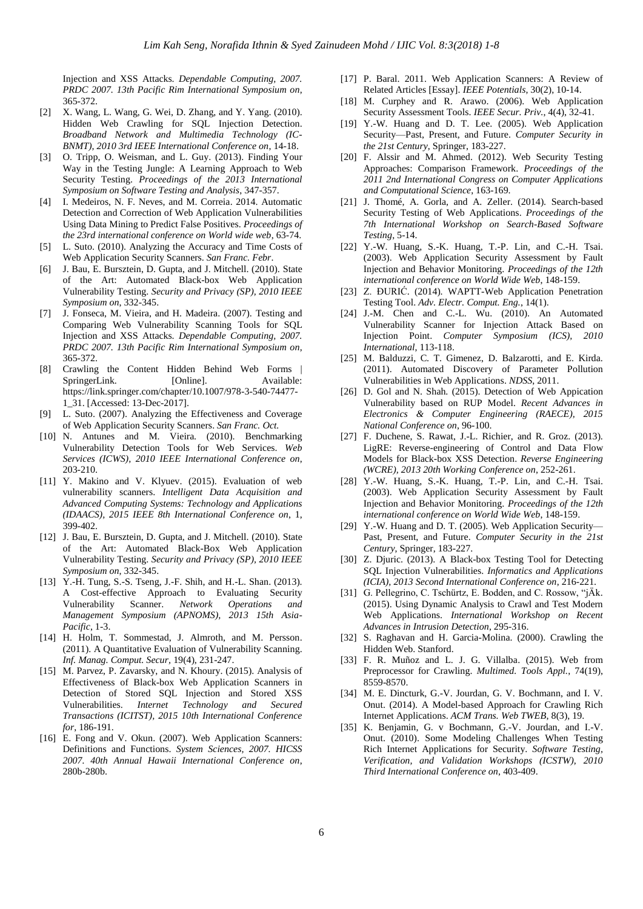Injection and XSS Attacks. *Dependable Computing, 2007. PRDC 2007. 13th Pacific Rim International Symposium on*, 365-372.

[2] X. Wang, L. Wang, G. Wei, D. Zhang, and Y. Yang. (2010). Hidden Web Crawling for SQL Injection Detection. *Broadband Network and Multimedia Technology (IC-BNMT), 2010 3rd IEEE International Conference on*, 14-18.

[3] O. Tripp, O. Weisman, and L. Guy. (2013). Finding Your Way in the Testing Jungle: A Learning Approach to Web Security Testing. *Proceedings of the 2013 International Symposium on Software Testing and Analysis*, 347-357.

[4] I. Medeiros, N. F. Neves, and M. Correia. 2014. Automatic Detection and Correction of Web Application Vulnerabilities Using Data Mining to Predict False Positives. *Proceedings of the 23rd international conference on World wide web*, 63-74.

[5] L. Suto. (2010). Analyzing the Accuracy and Time Costs of Web Application Security Scanners. *San Franc. Febr.*

[6] J. Bau, E. Bursztein, D. Gupta, and J. Mitchell. (2010). State of the Art: Automated Black-box Web Application Vulnerability Testing. *Security and Privacy (SP), 2010 IEEE Symposium on*, 332-345.

[7] J. Fonseca, M. Vieira, and H. Madeira. (2007). Testing and Comparing Web Vulnerability Scanning Tools for SQL Injection and XSS Attacks. *Dependable Computing, 2007. PRDC 2007. 13th Pacific Rim International Symposium on*, 365-372.

[8] Crawling the Content Hidden Behind Web Forms | SpringerLink. [Online]. Available: https://link.springer.com/chapter/10.1007/978-3-540-74477-1_31. [Accessed: 13-Dec-2017].

[9] L. Suto. (2007). Analyzing the Effectiveness and Coverage of Web Application Security Scanners. *San Franc. Oct.*

[10] N. Antunes and M. Vieira. (2010). Benchmarking Vulnerability Detection Tools for Web Services. *Web Services (ICWS), 2010 IEEE International Conference on*, 203-210.

[11] Y. Makino and V. Klyuev. (2015). Evaluation of web vulnerability scanners. *Intelligent Data Acquisition and Advanced Computing Systems: Technology and Applications (IDAACS), 2015 IEEE 8th International Conference on*, 1, 399-402.

[12] J. Bau, E. Bursztein, D. Gupta, and J. Mitchell. (2010). State of the Art: Automated Black-Box Web Application Vulnerability Testing. *Security and Privacy (SP), 2010 IEEE Symposium on*, 332-345.

[13] Y.-H. Tung, S.-S. Tseng, J.-F. Shih, and H.-L. Shan. (2013). A Cost-effective Approach to Evaluating Security Vulnerability Scanner. *Network Operations and Management Symposium (APNOMS), 2013 15th Asia-Pacific*, 1-3.

[14] H. Holm, T. Sommestad, J. Almroth, and M. Persson. (2011). A Quantitative Evaluation of Vulnerability Scanning. *Inf. Manag. Comput. Secur*, 19(4), 231-247.

[15] M. Parvez, P. Zavarsky, and N. Khoury. (2015). Analysis of Effectiveness of Black-box Web Application Scanners in Detection of Stored SQL Injection and Stored XSS Vulnerabilities. *Internet Technology and Secured Transactions (ICITST), 2015 10th International Conference for*, 186-191.

[16] E. Fong and V. Okun. (2007). Web Application Scanners: Definitions and Functions. *System Sciences, 2007. HICSS 2007. 40th Annual Hawaii International Conference on*, 280b-280b.

[17] P. Baral. 2011. Web Application Scanners: A Review of Related Articles [Essay]. *IEEE Potentials*, 30(2), 10-14.

[18] M. Curphey and R. Arawo. (2006). Web Application Security Assessment Tools. *IEEE Secur. Priv.*, 4(4), 32-41.

[19] Y.-W. Huang and D. T. Lee. (2005). Web Application Security—Past, Present, and Future. *Computer Security in the 21st Century*, Springer, 183-227.

[20] F. Alssir and M. Ahmed. (2012). Web Security Testing Approaches: Comparison Framework. *Proceedings of the 2011 2nd International Congress on Computer Applications and Computational Science*, 163-169.

[21] J. Thomé, A. Gorla, and A. Zeller. (2014). Search-based Security Testing of Web Applications. *Proceedings of the 7th International Workshop on Search-Based Software Testing*, 5-14.

[22] Y.-W. Huang, S.-K. Huang, T.-P. Lin, and C.-H. Tsai. (2003). Web Application Security Assessment by Fault Injection and Behavior Monitoring. *Proceedings of the 12th international conference on World Wide Web*, 148-159.

[23] Z. ĐURIĆ. (2014). WAPTT-Web Application Penetration Testing Tool. *Adv. Electr. Comput. Eng.*, 14(1).

[24] J.-M. Chen and C.-L. Wu. (2010). An Automated Vulnerability Scanner for Injection Attack Based on Injection Point. *Computer Symposium (ICS), 2010 International*, 113-118.

[25] M. Balduzzi, C. T. Gimenez, D. Balzarotti, and E. Kirda. (2011). Automated Discovery of Parameter Pollution Vulnerabilities in Web Applications. *NDSS*, 2011.

[26] D. Gol and N. Shah. (2015). Detection of Web Appication Vulnerability based on RUP Model. *Recent Advances in Electronics & Computer Engineering (RAECE), 2015 National Conference on*, 96-100.

[27] F. Duchene, S. Rawat, J.-L. Richier, and R. Groz. (2013). LigRE: Reverse-engineering of Control and Data Flow Models for Black-box XSS Detection. *Reverse Engineering (WCRE), 2013 20th Working Conference on*, 252-261.

[28] Y.-W. Huang, S.-K. Huang, T.-P. Lin, and C.-H. Tsai. (2003). Web Application Security Assessment by Fault Injection and Behavior Monitoring. *Proceedings of the 12th international conference on World Wide Web*, 148-159.

[29] Y.-W. Huang and D. T. (2005). Web Application Security—Past, Present, and Future. *Computer Security in the 21st Century*, Springer, 183-227.

[30] Z. Djuric. (2013). A Black-box Testing Tool for Detecting SQL Injection Vulnerabilities. *Informatics and Applications (ICIA), 2013 Second International Conference on*, 216-221.

[31] G. Pellegrino, C. Tschürtz, E. Bodden, and C. Rossow, "jÄk. (2015). Using Dynamic Analysis to Crawl and Test Modern Web Applications. *International Workshop on Recent Advances in Intrusion Detection*, 295-316.

[32] S. Raghavan and H. Garcia-Molina. (2000). Crawling the Hidden Web. Stanford.

[33] F. R. Muñoz and L. J. G. Villalba. (2015). Web from Preprocessor for Crawling. *Multimed. Tools Appl.*, 74(19), 8559-8570.

[34] M. E. Dincturk, G.-V. Jourdan, G. V. Bochmann, and I. V. Onut. (2014). A Model-based Approach for Crawling Rich Internet Applications. *ACM Trans. Web TWEB*, 8(3), 19.

[35] K. Benjamin, G. v Bochmann, G.-V. Jourdan, and I.-V. Onut. (2010). Some Modeling Challenges When Testing Rich Internet Applications for Security. *Software Testing, Verification, and Validation Workshops (ICSTW), 2010 Third International Conference on*, 403-409.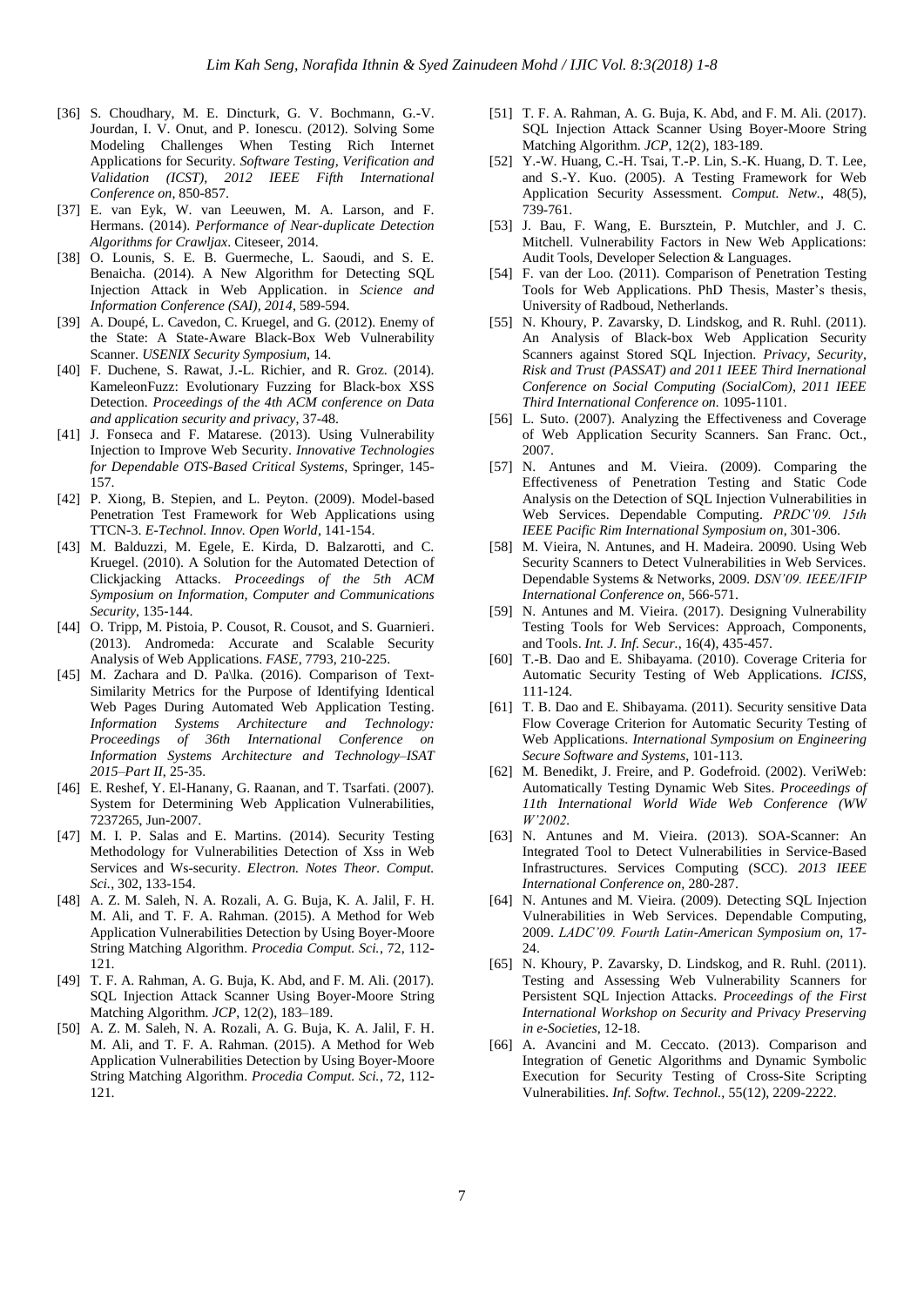[36] S. Choudhary, M. E. Dincturk, G. V. Bochmann, G.-V. Jourdan, I. V. Onut, and P. Ionescu. (2012). Solving Some Modeling Challenges When Testing Rich Internet Applications for Security. *Software Testing, Verification and Validation (ICST), 2012 IEEE Fifth International Conference on*, 850-857.

[37] E. van Eyk, W. van Leeuwen, M. A. Larson, and F. Hermans. (2014). *Performance of Near-duplicate Detection Algorithms for Crawljax*. Citeseer, 2014.

[38] O. Lounis, S. E. B. Guermeche, L. Saoudi, and S. E. Benaicha. (2014). A New Algorithm for Detecting SQL Injection Attack in Web Application. in *Science and Information Conference (SAI), 2014*, 589-594.

[39] A. Doupé, L. Cavedon, C. Kruegel, and G. (2012). Enemy of the State: A State-Aware Black-Box Web Vulnerability Scanner. *USENIX Security Symposium*, 14.

[40] F. Duchene, S. Rawat, J.-L. Richier, and R. Groz. (2014). KameleonFuzz: Evolutionary Fuzzing for Black-box XSS Detection. *Proceedings of the 4th ACM conference on Data and application security and privacy*, 37-48.

[41] J. Fonseca and F. Matarese. (2013). Using Vulnerability Injection to Improve Web Security. *Innovative Technologies for Dependable OTS-Based Critical Systems*, Springer, 145-157.

[42] P. Xiong, B. Stepien, and L. Peyton. (2009). Model-based Penetration Test Framework for Web Applications Using TTCN-3. *E-Technol. Innov. Open World*, 141-154.

[43] M. Balduzzi, M. Egele, E. Kirda, D. Balzarotti, and C. Kruegel. (2010). A Solution for the Automated Detection of Clickjacking Attacks. *Proceedings of the 5th ACM Symposium on Information, Computer and Communications Security*, 135-144.

[44] O. Tripp, M. Pistoia, P. Cousot, R. Cousot, and S. Guarnieri. (2013). Andromeda: Accurate and Scalable Security Analysis of Web Applications. *FASE*, 7793, 210-225.

[45] M. Zachara and D. Pa\lka. (2016). Comparison of Text-Similarity Metrics for the Purpose of Identifying Identical Web Pages During Automated Web Application Testing. *Information Systems Architecture and Technology: Proceedings of 36th International Conference on Information Systems Architecture and Technology–ISAT 2015–Part II*, 25-35.

[46] E. Reshef, Y. El-Hanany, G. Raanan, and T. Tsarfati. (2007). System for Determining Web Application Vulnerabilities, 7237265, Jun-2007.

[47] M. I. P. Salas and E. Martins. (2014). Security Testing Methodology for Vulnerabilities Detection of Xss in Web Services and Ws-security. *Electron. Notes Theor. Comput. Sci.*, 302, 133-154.

[48] A. Z. M. Saleh, N. A. Rozali, A. G. Buja, K. A. Jalil, F. H. M. Ali, and T. F. A. Rahman. (2015). A Method for Web Application Vulnerabilities Detection by Using Boyer-Moore String Matching Algorithm. *Procedia Comput. Sci.*, 72, 112-121.

[49] T. F. A. Rahman, A. G. Buja, K. Abd, and F. M. Ali. (2017). SQL Injection Attack Scanner Using Boyer-Moore String Matching Algorithm. *JCP*, 12(2), 183–189.

[50] A. Z. M. Saleh, N. A. Rozali, A. G. Buja, K. A. Jalil, F. H. M. Ali, and T. F. A. Rahman. (2015). A Method for Web Application Vulnerabilities Detection by Using Boyer-Moore String Matching Algorithm. *Procedia Comput. Sci.*, 72, 112-121.

[51] T. F. A. Rahman, A. G. Buja, K. Abd, and F. M. Ali. (2017). SQL Injection Attack Scanner Using Boyer-Moore String Matching Algorithm. *JCP*, 12(2), 183-189.

[52] Y.-W. Huang, C.-H. Tsai, T.-P. Lin, S.-K. Huang, D. T. Lee, and S.-Y. Kuo. (2005). A Testing Framework for Web Application Security Assessment. *Comput. Netw.*, 48(5), 739-761.

[53] J. Bau, F. Wang, E. Bursztein, P. Mutchler, and J. C. Mitchell. Vulnerability Factors in New Web Applications: Audit Tools, Developer Selection & Languages.

[54] F. van der Loo. (2011). Comparison of Penetration Testing Tools for Web Applications. PhD Thesis, Master's thesis, University of Radboud, Netherlands.

[55] N. Khoury, P. Zavarsky, D. Lindskog, and R. Ruhl. (2011). An Analysis of Black-box Web Application Security Scanners against Stored SQL Injection. *Privacy, Security, Risk and Trust (PASSAT) and 2011 IEEE Third Inernational Conference on Social Computing (SocialCom), 2011 IEEE Third International Conference on.* 1095-1101.

[56] L. Suto. (2007). Analyzing the Effectiveness and Coverage of Web Application Security Scanners. San Franc. Oct., 2007.

[57] N. Antunes and M. Vieira. (2009). Comparing the Effectiveness of Penetration Testing and Static Code Analysis on the Detection of SQL Injection Vulnerabilities in Web Services. Dependable Computing. *PRDC'09. 15th IEEE Pacific Rim International Symposium on*, 301-306.

[58] M. Vieira, N. Antunes, and H. Madeira. 20090. Using Web Security Scanners to Detect Vulnerabilities in Web Services. Dependable Systems & Networks, 2009. *DSN'09. IEEE/IFIP International Conference on*, 566-571.

[59] N. Antunes and M. Vieira. (2017). Designing Vulnerability Testing Tools for Web Services: Approach, Components, and Tools. *Int. J. Inf. Secur.*, 16(4), 435-457.

[60] T.-B. Dao and E. Shibayama. (2010). Coverage Criteria for Automatic Security Testing of Web Applications. *ICISS*, 111-124.

[61] T. B. Dao and E. Shibayama. (2011). Security sensitive Data Flow Coverage Criterion for Automatic Security Testing of Web Applications. *International Symposium on Engineering Secure Software and Systems*, 101-113.

[62] M. Benedikt, J. Freire, and P. Godefroid. (2002). VeriWeb: Automatically Testing Dynamic Web Sites. *Proceedings of 11th International World Wide Web Conference (WW W'2002.*

[63] N. Antunes and M. Vieira. (2013). SOA-Scanner: An Integrated Tool to Detect Vulnerabilities in Service-Based Infrastructures. Services Computing (SCC). *2013 IEEE International Conference on*, 280-287.

[64] N. Antunes and M. Vieira. (2009). Detecting SQL Injection Vulnerabilities in Web Services. Dependable Computing, 2009. *LADC'09. Fourth Latin-American Symposium on*, 17-24.

[65] N. Khoury, P. Zavarsky, D. Lindskog, and R. Ruhl. (2011). Testing and Assessing Web Vulnerability Scanners for Persistent SQL Injection Attacks. *Proceedings of the First International Workshop on Security and Privacy Preserving in e-Societies*, 12-18.

[66] A. Avancini and M. Ceccato. (2013). Comparison and Integration of Genetic Algorithms and Dynamic Symbolic Execution for Security Testing of Cross-Site Scripting Vulnerabilities. *Inf. Softw. Technol.*, 55(12), 2209-2222.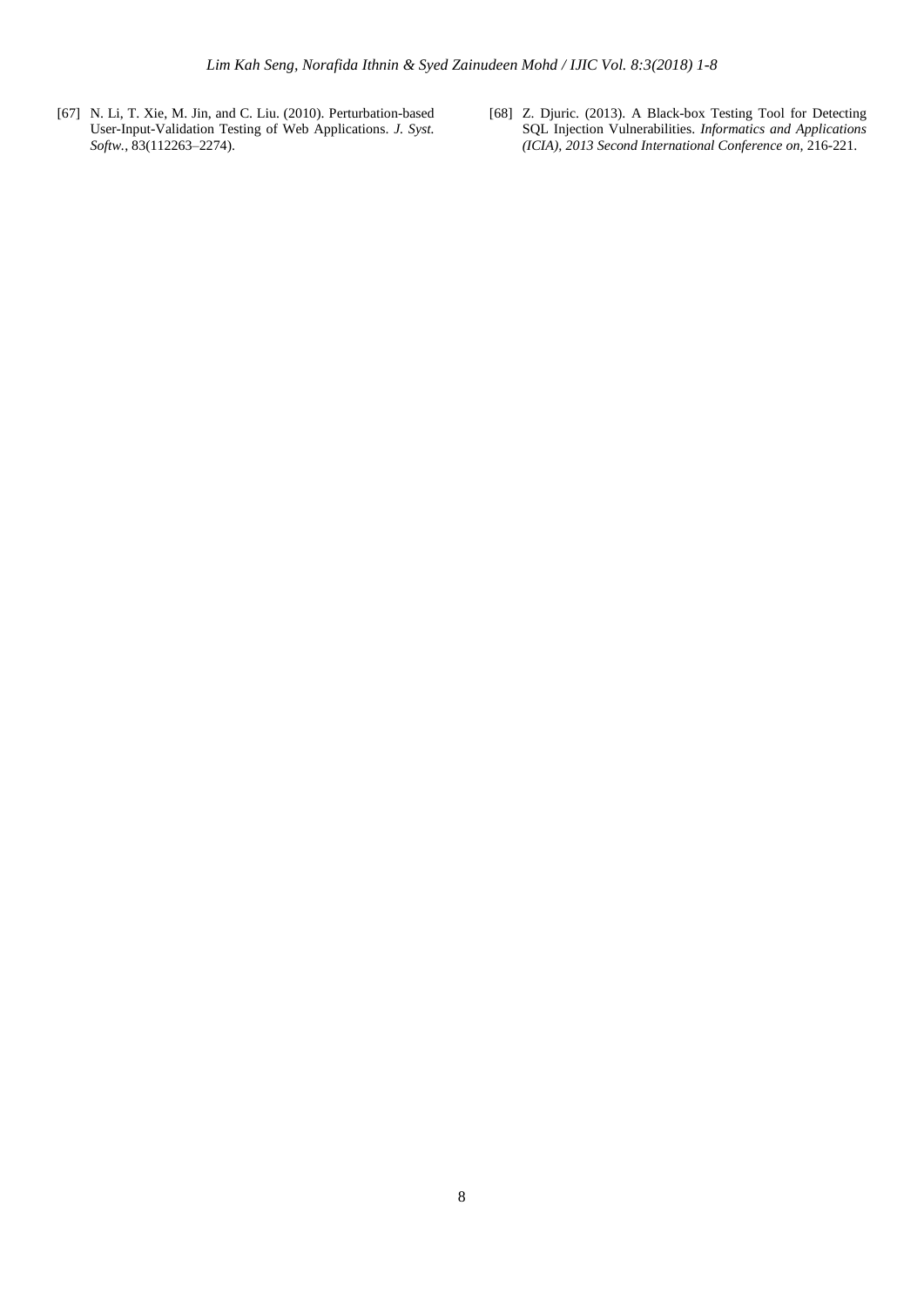[67] N. Li, T. Xie, M. Jin, and C. Liu. (2010). Perturbation-based User-Input-Validation Testing of Web Applications. *J. Syst. Softw.*, 83(112263–2274).

[68] Z. Djuric. (2013). A Black-box Testing Tool for Detecting SQL Injection Vulnerabilities. *Informatics and Applications (ICIA), 2013 Second International Conference on*, 216-221.